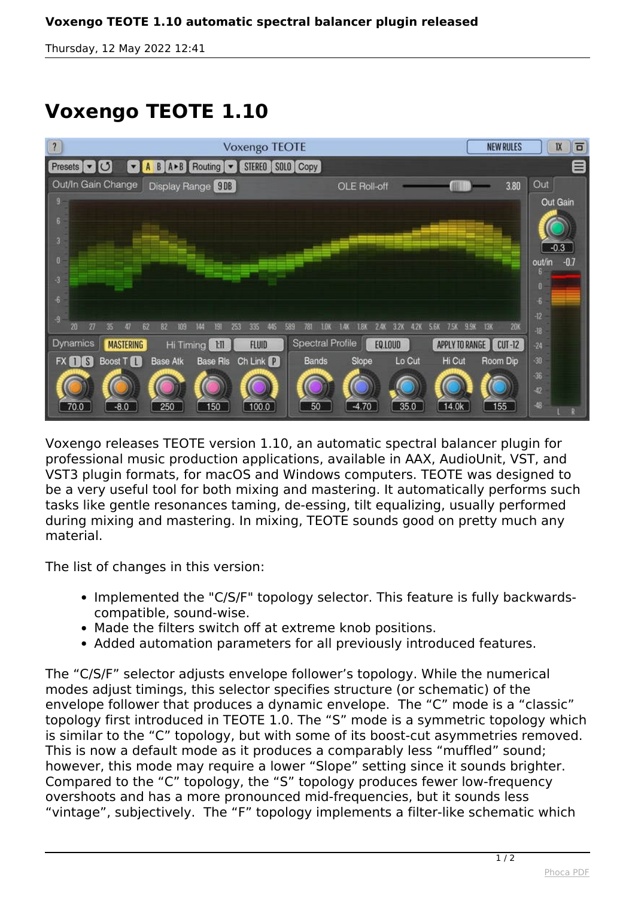**Voxengo TEOTE 1.10 automatic spectral balancer plugin released**

Thursday, 12 May 2022 12:41

# Voxengo TEOTE 1.10

Voxengo releases TEOTE version 1.10, an automatic spectral balancer plugin for professional music production applications, available in AAX, AudioUnit, VST, and VST3 plugin formats, for macOS and Windows computers. TEOTE was designed to be a very useful tool for both mixing and mastering. It automatically performs such tasks like gentle resonances taming, de-essing, tilt equalizing, usually performed during mixing and mastering. In mixing, TEOTE sounds good on pretty much any material.

The list of changes in this version:

- Implemented the "C/S/F" topology selector. This feature is fully backwards-compatible, sound-wise.
- Made the filters switch off at extreme knob positions.
- Added automation parameters for all previously introduced features.

The “C/S/F” selector adjusts envelope follower’s topology. While the numerical modes adjust timings, this selector specifies structure (or schematic) of the envelope follower that produces a dynamic envelope. The “C” mode is a “classic” topology first introduced in TEOTE 1.0. The “S” mode is a symmetric topology which is similar to the “C” topology, but with some of its boost-cut asymmetries removed. This is now a default mode as it produces a comparably less “muffled” sound; however, this mode may require a lower “Slope” setting since it sounds brighter. Compared to the “C” topology, the “S” topology produces fewer low-frequency overshoots and has a more pronounced mid-frequencies, but it sounds less “vintage”, subjectively. The “F” topology implements a filter-like schematic which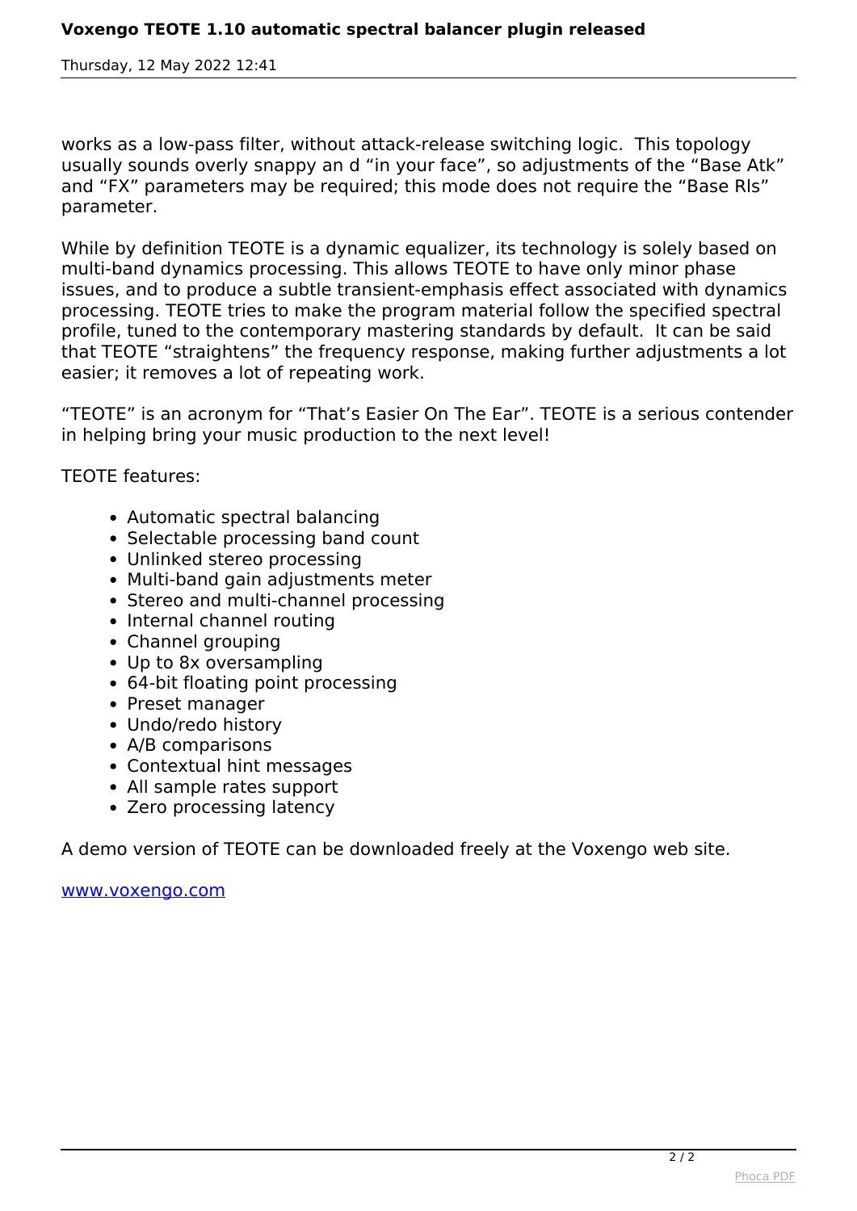works as a low-pass filter, without attack-release switching logic.  This topology usually sounds overly snappy an d "in your face", so adjustments of the "Base Atk" and "FX" parameters may be required; this mode does not require the "Base Rls" parameter.

While by definition TEOTE is a dynamic equalizer, its technology is solely based on multi-band dynamics processing. This allows TEOTE to have only minor phase issues, and to produce a subtle transient-emphasis effect associated with dynamics processing. TEOTE tries to make the program material follow the specified spectral profile, tuned to the contemporary mastering standards by default.  It can be said that TEOTE "straightens" the frequency response, making further adjustments a lot easier; it removes a lot of repeating work.

"TEOTE" is an acronym for "That's Easier On The Ear". TEOTE is a serious contender in helping bring your music production to the next level!

TEOTE features:

- Automatic spectral balancing
- Selectable processing band count
- Unlinked stereo processing
- Multi-band gain adjustments meter
- Stereo and multi-channel processing
- Internal channel routing
- Channel grouping
- Up to 8x oversampling
- 64-bit floating point processing
- Preset manager
- Undo/redo history
- A/B comparisons
- Contextual hint messages
- All sample rates support
- Zero processing latency

A demo version of TEOTE can be downloaded freely at the Voxengo web site.

www.voxengo.com